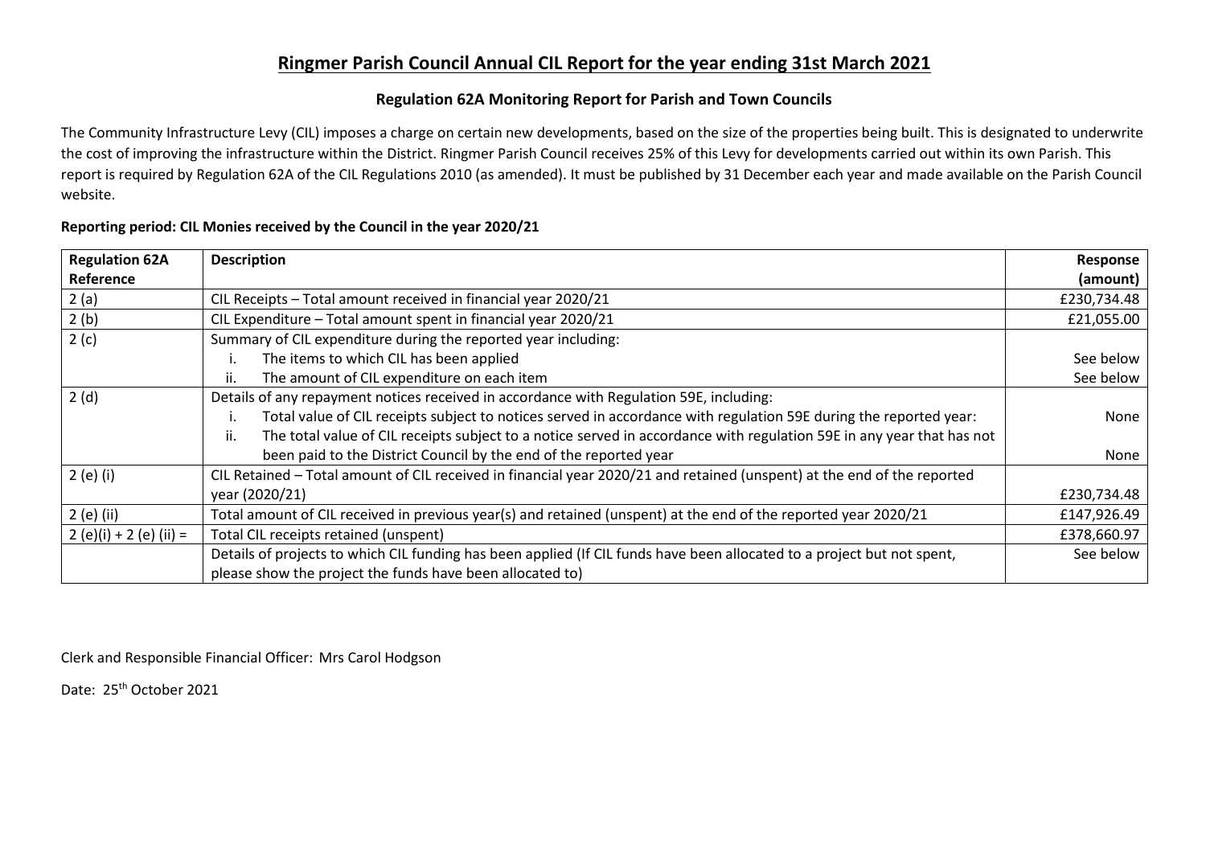# Ringmer Parish Council Annual CIL Report for the year ending 31st March 2021

## Regulation 62A Monitoring Report for Parish and Town Councils

The Community Infrastructure Levy (CIL) imposes a charge on certain new developments, based on the size of the properties being built. This is designated to underwrite the cost of improving the infrastructure within the District. Ringmer Parish Council receives 25% of this Levy for developments carried out within its own Parish. This report is required by Regulation 62A of the CIL Regulations 2010 (as amended). It must be published by 31 December each year and made available on the Parish Council website.

**Reporting period: CIL Monies received by the Council in the year 2020/21**

| Regulation 62A Reference | Description | Response (amount) |
|---|---|---|
| 2 (a) | CIL Receipts – Total amount received in financial year 2020/21 | £230,734.48 |
| 2 (b) | CIL Expenditure – Total amount spent in financial year 2020/21 | £21,055.00 |
| 2 (c) | Summary of CIL expenditure during the reported year including:<br>i. The items to which CIL has been applied<br>ii. The amount of CIL expenditure on each item | <br>See below<br>See below |
| 2 (d) | Details of any repayment notices received in accordance with Regulation 59E, including:<br>i. Total value of CIL receipts subject to notices served in accordance with regulation 59E during the reported year:<br>ii. The total value of CIL receipts subject to a notice served in accordance with regulation 59E in any year that has not been paid to the District Council by the end of the reported year | <br>None<br>None |
| 2 (e) (i) | CIL Retained – Total amount of CIL received in financial year 2020/21 and retained (unspent) at the end of the reported year (2020/21) | £230,734.48 |
| 2 (e) (ii) | Total amount of CIL received in previous year(s) and retained (unspent) at the end of the reported year 2020/21 | £147,926.49 |
| 2 (e)(i) + 2 (e) (ii) = | Total CIL receipts retained (unspent) | £378,660.97 |
| | Details of projects to which CIL funding has been applied (If CIL funds have been allocated to a project but not spent, please show the project the funds have been allocated to) | See below |

Clerk and Responsible Financial Officer: Mrs Carol Hodgson

Date: 25th October 2021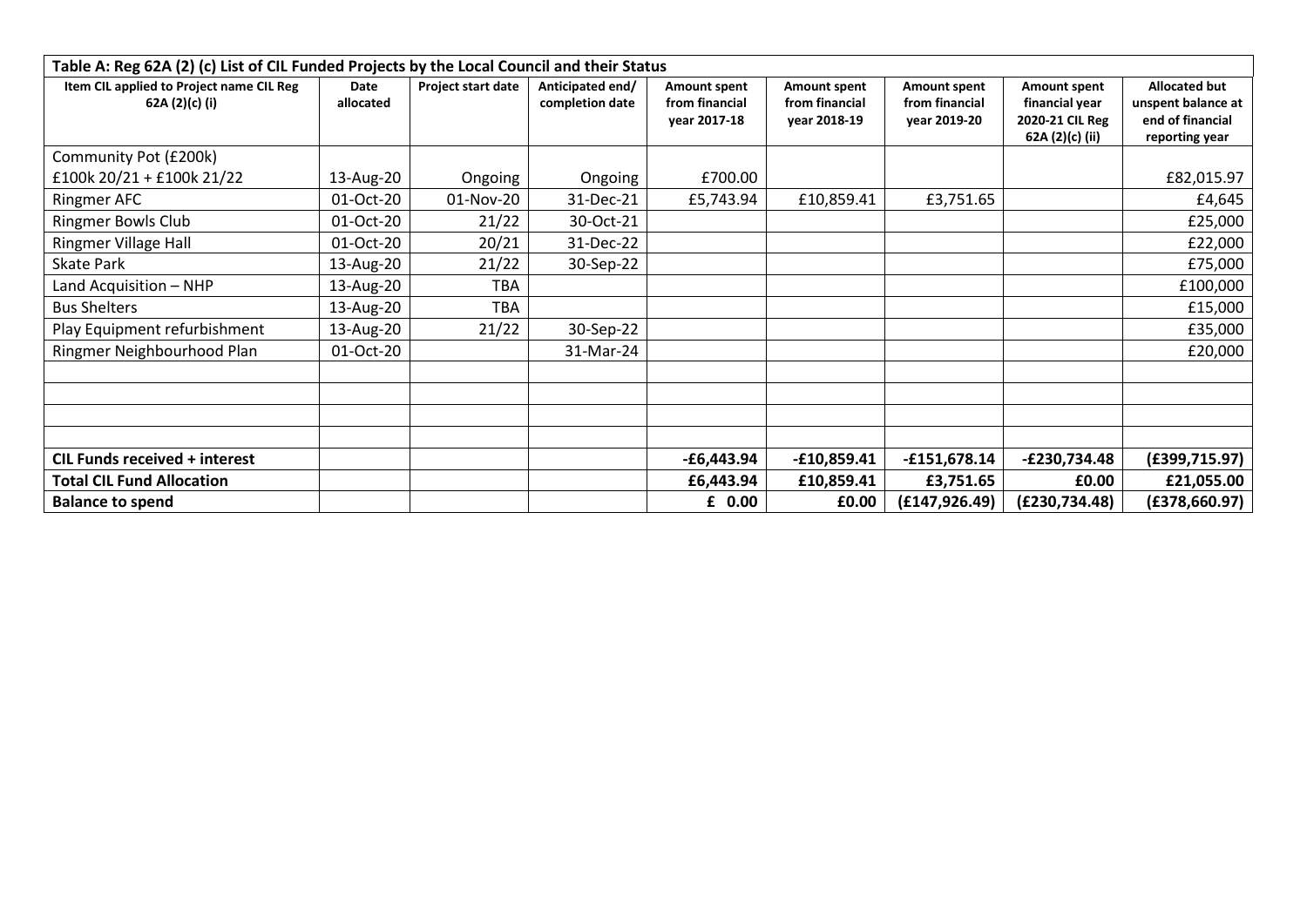| Table A: Reg 62A (2) (c) List of CIL Funded Projects by the Local Council and their Status | | | | | | | | |
|---|---|---|---|---|---|---|---|---|
| **Item CIL applied to Project name CIL Reg 62A (2)(c) (i)** | **Date allocated** | **Project start date** | **Anticipated end/ completion date** | **Amount spent from financial year 2017-18** | **Amount spent from financial year 2018-19** | **Amount spent from financial year 2019-20** | **Amount spent financial year 2020-21 CIL Reg 62A (2)(c) (ii)** | **Allocated but unspent balance at end of financial reporting year** |
| Community Pot (£200k) £100k 20/21 + £100k 21/22 | 13-Aug-20 | Ongoing | Ongoing | £700.00 | | | | £82,015.97 |
| Ringmer AFC | 01-Oct-20 | 01-Nov-20 | 31-Dec-21 | £5,743.94 | £10,859.41 | £3,751.65 | | £4,645 |
| Ringmer Bowls Club | 01-Oct-20 | 21/22 | 30-Oct-21 | | | | | £25,000 |
| Ringmer Village Hall | 01-Oct-20 | 20/21 | 31-Dec-22 | | | | | £22,000 |
| Skate Park | 13-Aug-20 | 21/22 | 30-Sep-22 | | | | | £75,000 |
| Land Acquisition – NHP | 13-Aug-20 | TBA | | | | | | £100,000 |
| Bus Shelters | 13-Aug-20 | TBA | | | | | | £15,000 |
| Play Equipment refurbishment | 13-Aug-20 | 21/22 | 30-Sep-22 | | | | | £35,000 |
| Ringmer Neighbourhood Plan | 01-Oct-20 | | 31-Mar-24 | | | | | £20,000 |
| | | | | | | | | |
| | | | | | | | | |
| | | | | | | | | |
| | | | | | | | | |
| **CIL Funds received + interest** | | | | **-£6,443.94** | **-£10,859.41** | **-£151,678.14** | **-£230,734.48** | **(£399,715.97)** |
| **Total CIL Fund Allocation** | | | | **£6,443.94** | **£10,859.41** | **£3,751.65** | **£0.00** | **£21,055.00** |
| **Balance to spend** | | | | **£ 0.00** | **£0.00** | **(£147,926.49)** | **(£230,734.48)** | **(£378,660.97)** |